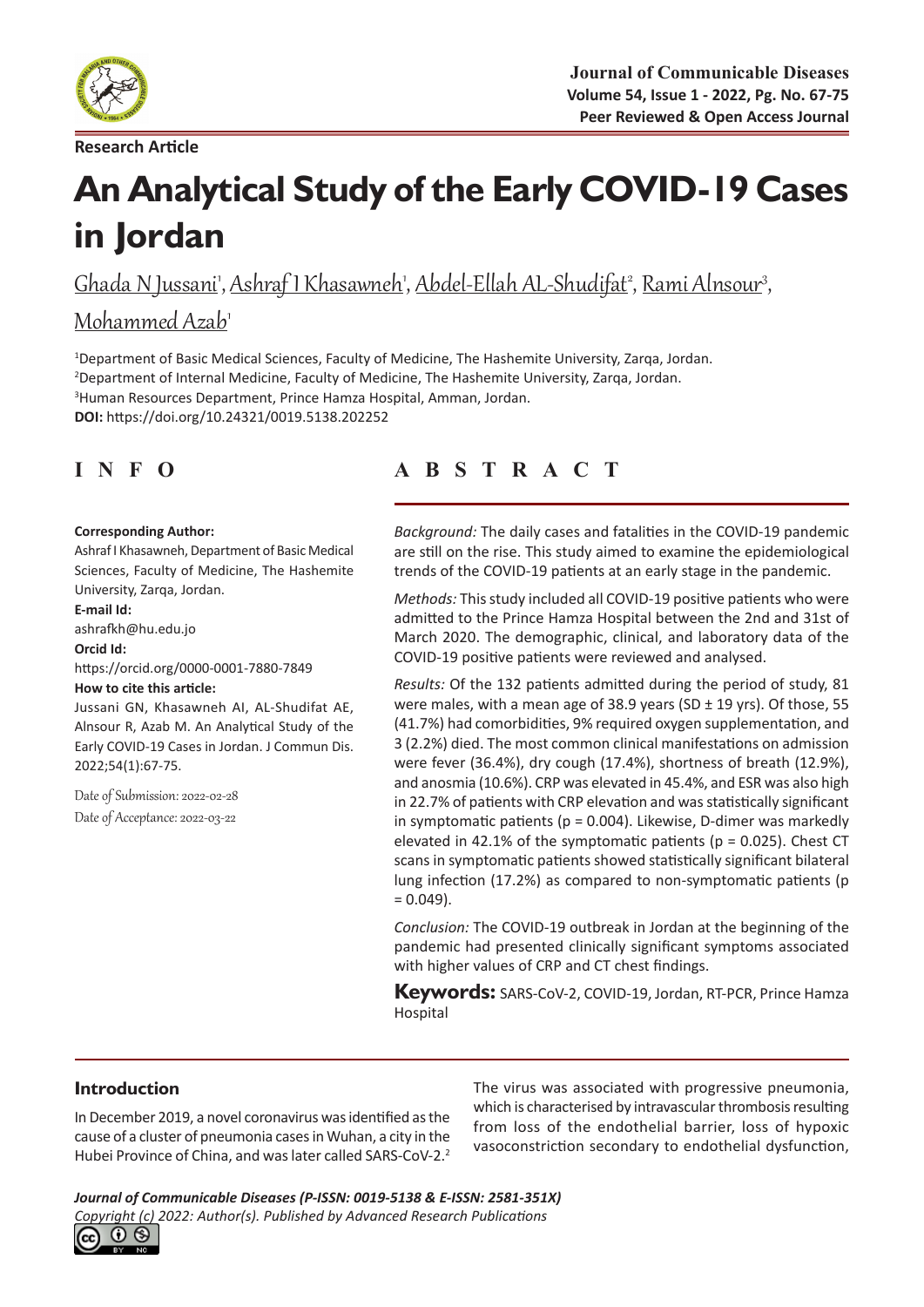Research Article

# An Analytical Study of the Early COVID-19 Cases in Jordan

Ghada N Jussani[1], Ashraf I Khasawneh[1], Abdel-Ellah AL-Shudifat[2], Rami Alnsour[3], Mohammed Azab[1]

[1]Department of Basic Medical Sciences, Faculty of Medicine, The Hashemite University, Zarqa, Jordan.
[2]Department of Internal Medicine, Faculty of Medicine, The Hashemite University, Zarqa, Jordan.
[3]Human Resources Department, Prince Hamza Hospital, Amman, Jordan.
**DOI:** https://doi.org/10.24321/0019.5138.202252

## INFO

**Corresponding Author:**
Ashraf I Khasawneh, Department of Basic Medical Sciences, Faculty of Medicine, The Hashemite University, Zarqa, Jordan.
**E-mail Id:**
ashrafkh@hu.edu.jo
**Orcid Id:**
https://orcid.org/0000-0001-7880-7849
**How to cite this article:**
Jussani GN, Khasawneh AI, AL-Shudifat AE, Alnsour R, Azab M. An Analytical Study of the Early COVID-19 Cases in Jordan. J Commun Dis. 2022;54(1):67-75.

Date of Submission: 2022-02-28
Date of Acceptance: 2022-03-22

## ABSTRACT

*Background:* The daily cases and fatalities in the COVID-19 pandemic are still on the rise. This study aimed to examine the epidemiological trends of the COVID-19 patients at an early stage in the pandemic.

*Methods:* This study included all COVID-19 positive patients who were admitted to the Prince Hamza Hospital between the 2nd and 31st of March 2020. The demographic, clinical, and laboratory data of the COVID-19 positive patients were reviewed and analysed.

*Results:* Of the 132 patients admitted during the period of study, 81 were males, with a mean age of 38.9 years (SD ± 19 yrs). Of those, 55 (41.7%) had comorbidities, 9% required oxygen supplementation, and 3 (2.2%) died. The most common clinical manifestations on admission were fever (36.4%), dry cough (17.4%), shortness of breath (12.9%), and anosmia (10.6%). CRP was elevated in 45.4%, and ESR was also high in 22.7% of patients with CRP elevation and was statistically significant in symptomatic patients ($p = 0.004$). Likewise, D-dimer was markedly elevated in 42.1% of the symptomatic patients ($p = 0.025$). Chest CT scans in symptomatic patients showed statistically significant bilateral lung infection (17.2%) as compared to non-symptomatic patients ($p = 0.049$).

*Conclusion:* The COVID-19 outbreak in Jordan at the beginning of the pandemic had presented clinically significant symptoms associated with higher values of CRP and CT chest findings.

**Keywords:** SARS-CoV-2, COVID-19, Jordan, RT-PCR, Prince Hamza Hospital

## Introduction

In December 2019, a novel coronavirus was identified as the cause of a cluster of pneumonia cases in Wuhan, a city in the Hubei Province of China, and was later called SARS-CoV-2.[2] The virus was associated with progressive pneumonia, which is characterised by intravascular thrombosis resulting from loss of the endothelial barrier, loss of hypoxic vasoconstriction secondary to endothelial dysfunction,

*Journal of Communicable Diseases (P-ISSN: 0019-5138 & E-ISSN: 2581-351X)*
*Copyright (c) 2022: Author(s). Published by Advanced Research Publications*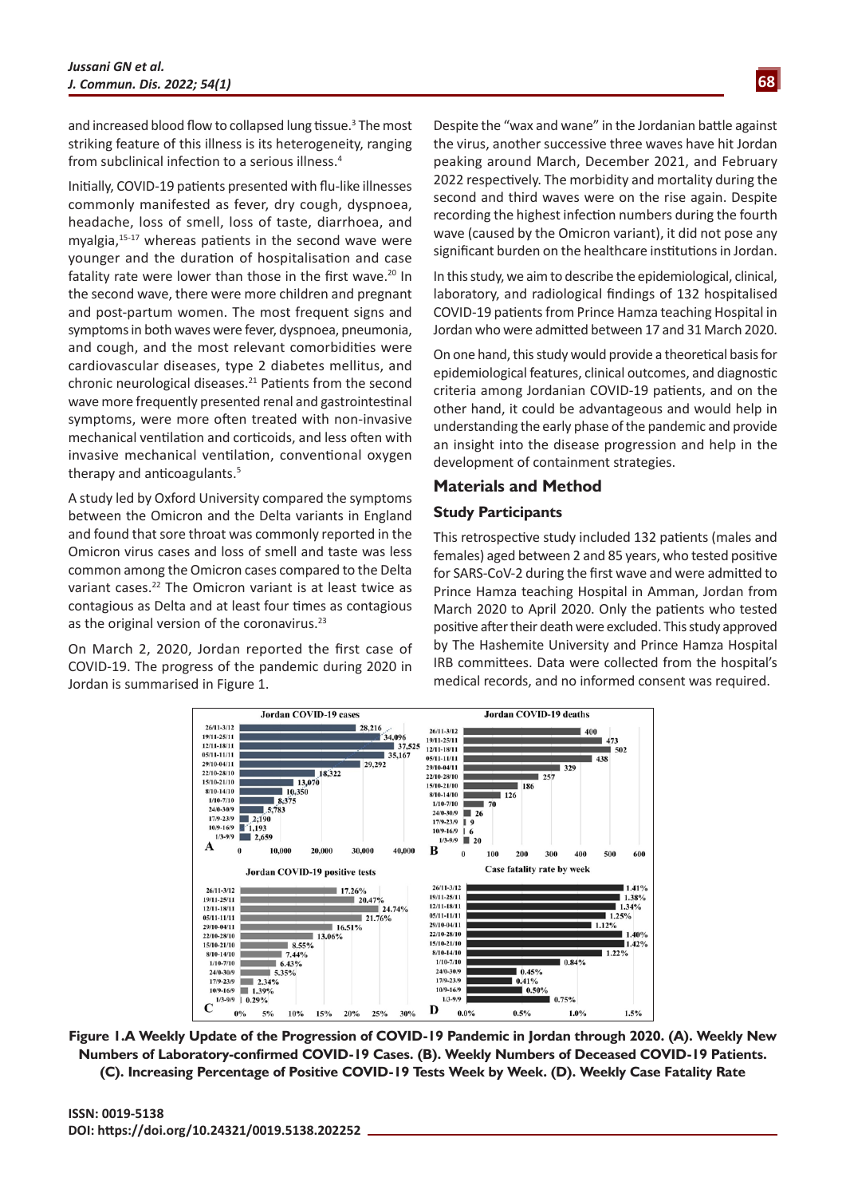and increased blood flow to collapsed lung tissue.[3] The most striking feature of this illness is its heterogeneity, ranging from subclinical infection to a serious illness.[4]

Initially, COVID-19 patients presented with flu-like illnesses commonly manifested as fever, dry cough, dyspnoea, headache, loss of smell, loss of taste, diarrhoea, and myalgia,[15-17] whereas patients in the second wave were younger and the duration of hospitalisation and case fatality rate were lower than those in the first wave.[20] In the second wave, there were more children and pregnant and post-partum women. The most frequent signs and symptoms in both waves were fever, dyspnoea, pneumonia, and cough, and the most relevant comorbidities were cardiovascular diseases, type 2 diabetes mellitus, and chronic neurological diseases.[21] Patients from the second wave more frequently presented renal and gastrointestinal symptoms, were more often treated with non-invasive mechanical ventilation and corticoids, and less often with invasive mechanical ventilation, conventional oxygen therapy and anticoagulants.[5]

A study led by Oxford University compared the symptoms between the Omicron and the Delta variants in England and found that sore throat was commonly reported in the Omicron virus cases and loss of smell and taste was less common among the Omicron cases compared to the Delta variant cases.[22] The Omicron variant is at least twice as contagious as Delta and at least four times as contagious as the original version of the coronavirus.[23]

On March 2, 2020, Jordan reported the first case of COVID-19. The progress of the pandemic during 2020 in Jordan is summarised in Figure 1.

Despite the "wax and wane" in the Jordanian battle against the virus, another successive three waves have hit Jordan peaking around March, December 2021, and February 2022 respectively. The morbidity and mortality during the second and third waves were on the rise again. Despite recording the highest infection numbers during the fourth wave (caused by the Omicron variant), it did not pose any significant burden on the healthcare institutions in Jordan.

In this study, we aim to describe the epidemiological, clinical, laboratory, and radiological findings of 132 hospitalised COVID-19 patients from Prince Hamza teaching Hospital in Jordan who were admitted between 17 and 31 March 2020.

On one hand, this study would provide a theoretical basis for epidemiological features, clinical outcomes, and diagnostic criteria among Jordanian COVID-19 patients, and on the other hand, it could be advantageous and would help in understanding the early phase of the pandemic and provide an insight into the disease progression and help in the development of containment strategies.

## Materials and Method

### Study Participants

This retrospective study included 132 patients (males and females) aged between 2 and 85 years, who tested positive for SARS-CoV-2 during the first wave and were admitted to Prince Hamza teaching Hospital in Amman, Jordan from March 2020 to April 2020. Only the patients who tested positive after their death were excluded. This study approved by The Hashemite University and Prince Hamza Hospital IRB committees. Data were collected from the hospital's medical records, and no informed consent was required.

**Figure 1.A Weekly Update of the Progression of COVID-19 Pandemic in Jordan through 2020. (A). Weekly New Numbers of Laboratory-confirmed COVID-19 Cases. (B). Weekly Numbers of Deceased COVID-19 Patients. (C). Increasing Percentage of Positive COVID-19 Tests Week by Week. (D). Weekly Case Fatality Rate**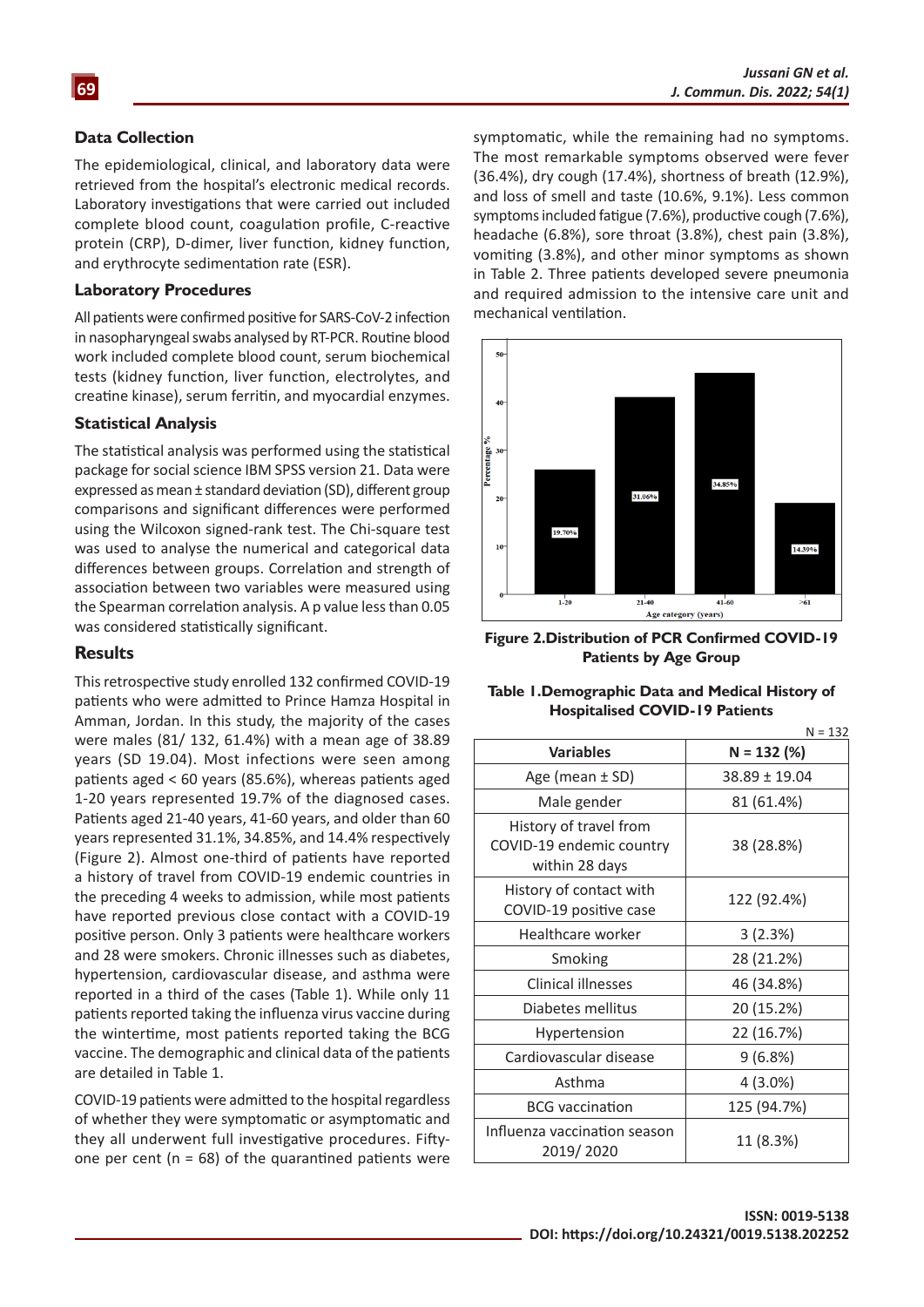### Data Collection

The epidemiological, clinical, and laboratory data were retrieved from the hospital's electronic medical records. Laboratory investigations that were carried out included complete blood count, coagulation profile, C-reactive protein (CRP), D-dimer, liver function, kidney function, and erythrocyte sedimentation rate (ESR).

### Laboratory Procedures

All patients were confirmed positive for SARS-CoV-2 infection in nasopharyngeal swabs analysed by RT-PCR. Routine blood work included complete blood count, serum biochemical tests (kidney function, liver function, electrolytes, and creatine kinase), serum ferritin, and myocardial enzymes.

### Statistical Analysis

The statistical analysis was performed using the statistical package for social science IBM SPSS version 21. Data were expressed as mean ± standard deviation (SD), different group comparisons and significant differences were performed using the Wilcoxon signed-rank test. The Chi-square test was used to analyse the numerical and categorical data differences between groups. Correlation and strength of association between two variables were measured using the Spearman correlation analysis. A p value less than 0.05 was considered statistically significant.

## Results

This retrospective study enrolled 132 confirmed COVID-19 patients who were admitted to Prince Hamza Hospital in Amman, Jordan. In this study, the majority of the cases were males (81/ 132, 61.4%) with a mean age of 38.89 years (SD 19.04). Most infections were seen among patients aged < 60 years (85.6%), whereas patients aged 1-20 years represented 19.7% of the diagnosed cases. Patients aged 21-40 years, 41-60 years, and older than 60 years represented 31.1%, 34.85%, and 14.4% respectively (Figure 2). Almost one-third of patients have reported a history of travel from COVID-19 endemic countries in the preceding 4 weeks to admission, while most patients have reported previous close contact with a COVID-19 positive person. Only 3 patients were healthcare workers and 28 were smokers. Chronic illnesses such as diabetes, hypertension, cardiovascular disease, and asthma were reported in a third of the cases (Table 1). While only 11 patients reported taking the influenza virus vaccine during the wintertime, most patients reported taking the BCG vaccine. The demographic and clinical data of the patients are detailed in Table 1.

COVID-19 patients were admitted to the hospital regardless of whether they were symptomatic or asymptomatic and they all underwent full investigative procedures. Fifty-one per cent (n = 68) of the quarantined patients were symptomatic, while the remaining had no symptoms. The most remarkable symptoms observed were fever (36.4%), dry cough (17.4%), shortness of breath (12.9%), and loss of smell and taste (10.6%, 9.1%). Less common symptoms included fatigue (7.6%), productive cough (7.6%), headache (6.8%), sore throat (3.8%), chest pain (3.8%), vomiting (3.8%), and other minor symptoms as shown in Table 2. Three patients developed severe pneumonia and required admission to the intensive care unit and mechanical ventilation.

Percentage %
0
10
20
30
40
50
19.70%
31.06%
34.85%
14.39%
1-20
21-40
41-60
>61
Age category (years)

**Figure 2.Distribution of PCR Confirmed COVID-19 Patients by Age Group**

**Table 1.Demographic Data and Medical History of Hospitalised COVID-19 Patients**

N = 132

| Variables | N = 132 (%) |
|---|---|
| Age (mean ± SD) | 38.89 ± 19.04 |
| Male gender | 81 (61.4%) |
| History of travel from COVID-19 endemic country within 28 days | 38 (28.8%) |
| History of contact with COVID-19 positive case | 122 (92.4%) |
| Healthcare worker | 3 (2.3%) |
| Smoking | 28 (21.2%) |
| Clinical illnesses | 46 (34.8%) |
| Diabetes mellitus | 20 (15.2%) |
| Hypertension | 22 (16.7%) |
| Cardiovascular disease | 9 (6.8%) |
| Asthma | 4 (3.0%) |
| BCG vaccination | 125 (94.7%) |
| Influenza vaccination season 2019/ 2020 | 11 (8.3%) |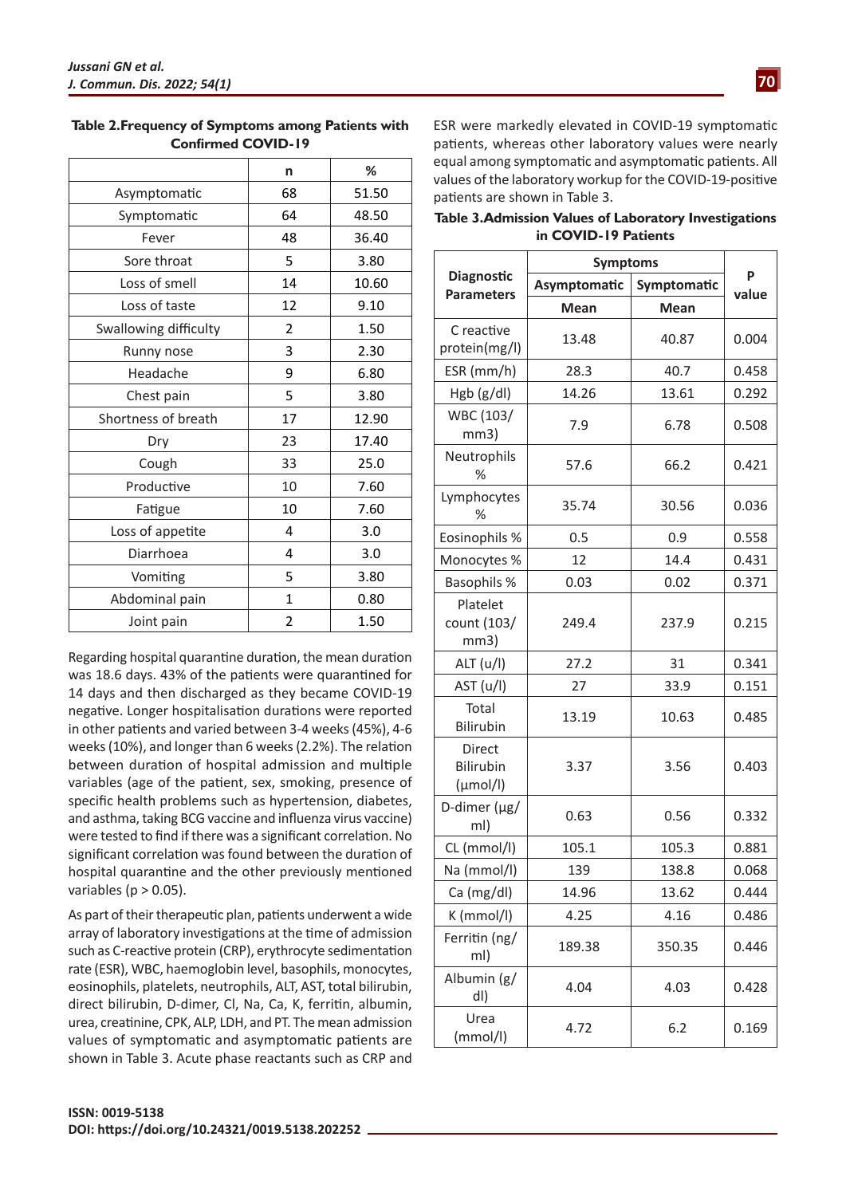**Table 2.Frequency of Symptoms among Patients with Confirmed COVID-19**

| | n | % |
|---|---|---|
| Asymptomatic | 68 | 51.50 |
| Symptomatic | 64 | 48.50 |
| Fever | 48 | 36.40 |
| Sore throat | 5 | 3.80 |
| Loss of smell | 14 | 10.60 |
| Loss of taste | 12 | 9.10 |
| Swallowing difficulty | 2 | 1.50 |
| Runny nose | 3 | 2.30 |
| Headache | 9 | 6.80 |
| Chest pain | 5 | 3.80 |
| Shortness of breath | 17 | 12.90 |
| Dry | 23 | 17.40 |
| Cough | 33 | 25.0 |
| Productive | 10 | 7.60 |
| Fatigue | 10 | 7.60 |
| Loss of appetite | 4 | 3.0 |
| Diarrhoea | 4 | 3.0 |
| Vomiting | 5 | 3.80 |
| Abdominal pain | 1 | 0.80 |
| Joint pain | 2 | 1.50 |

Regarding hospital quarantine duration, the mean duration was 18.6 days. 43% of the patients were quarantined for 14 days and then discharged as they became COVID-19 negative. Longer hospitalisation durations were reported in other patients and varied between 3-4 weeks (45%), 4-6 weeks (10%), and longer than 6 weeks (2.2%). The relation between duration of hospital admission and multiple variables (age of the patient, sex, smoking, presence of specific health problems such as hypertension, diabetes, and asthma, taking BCG vaccine and influenza virus vaccine) were tested to find if there was a significant correlation. No significant correlation was found between the duration of hospital quarantine and the other previously mentioned variables ($p > 0.05$).

As part of their therapeutic plan, patients underwent a wide array of laboratory investigations at the time of admission such as C-reactive protein (CRP), erythrocyte sedimentation rate (ESR), WBC, haemoglobin level, basophils, monocytes, eosinophils, platelets, neutrophils, ALT, AST, total bilirubin, direct bilirubin, D-dimer, Cl, Na, Ca, K, ferritin, albumin, urea, creatinine, CPK, ALP, LDH, and PT. The mean admission values of symptomatic and asymptomatic patients are shown in Table 3. Acute phase reactants such as CRP and ESR were markedly elevated in COVID-19 symptomatic patients, whereas other laboratory values were nearly equal among symptomatic and asymptomatic patients. All values of the laboratory workup for the COVID-19-positive patients are shown in Table 3.

**Table 3.Admission Values of Laboratory Investigations in COVID-19 Patients**

| Diagnostic Parameters | Symptoms | | P value |
|---|---|---|---|
| | Asymptomatic | Symptomatic | |
| | Mean | Mean | |
| C reactive protein(mg/l) | 13.48 | 40.87 | 0.004 |
| ESR (mm/h) | 28.3 | 40.7 | 0.458 |
| Hgb (g/dl) | 14.26 | 13.61 | 0.292 |
| WBC (103/ mm3) | 7.9 | 6.78 | 0.508 |
| Neutrophils % | 57.6 | 66.2 | 0.421 |
| Lymphocytes % | 35.74 | 30.56 | 0.036 |
| Eosinophils % | 0.5 | 0.9 | 0.558 |
| Monocytes % | 12 | 14.4 | 0.431 |
| Basophils % | 0.03 | 0.02 | 0.371 |
| Platelet count (103/ mm3) | 249.4 | 237.9 | 0.215 |
| ALT (u/l) | 27.2 | 31 | 0.341 |
| AST (u/l) | 27 | 33.9 | 0.151 |
| Total Bilirubin | 13.19 | 10.63 | 0.485 |
| Direct Bilirubin (μmol/l) | 3.37 | 3.56 | 0.403 |
| D-dimer (μg/ ml) | 0.63 | 0.56 | 0.332 |
| CL (mmol/l) | 105.1 | 105.3 | 0.881 |
| Na (mmol/l) | 139 | 138.8 | 0.068 |
| Ca (mg/dl) | 14.96 | 13.62 | 0.444 |
| K (mmol/l) | 4.25 | 4.16 | 0.486 |
| Ferritin (ng/ ml) | 189.38 | 350.35 | 0.446 |
| Albumin (g/ dl) | 4.04 | 4.03 | 0.428 |
| Urea (mmol/l) | 4.72 | 6.2 | 0.169 |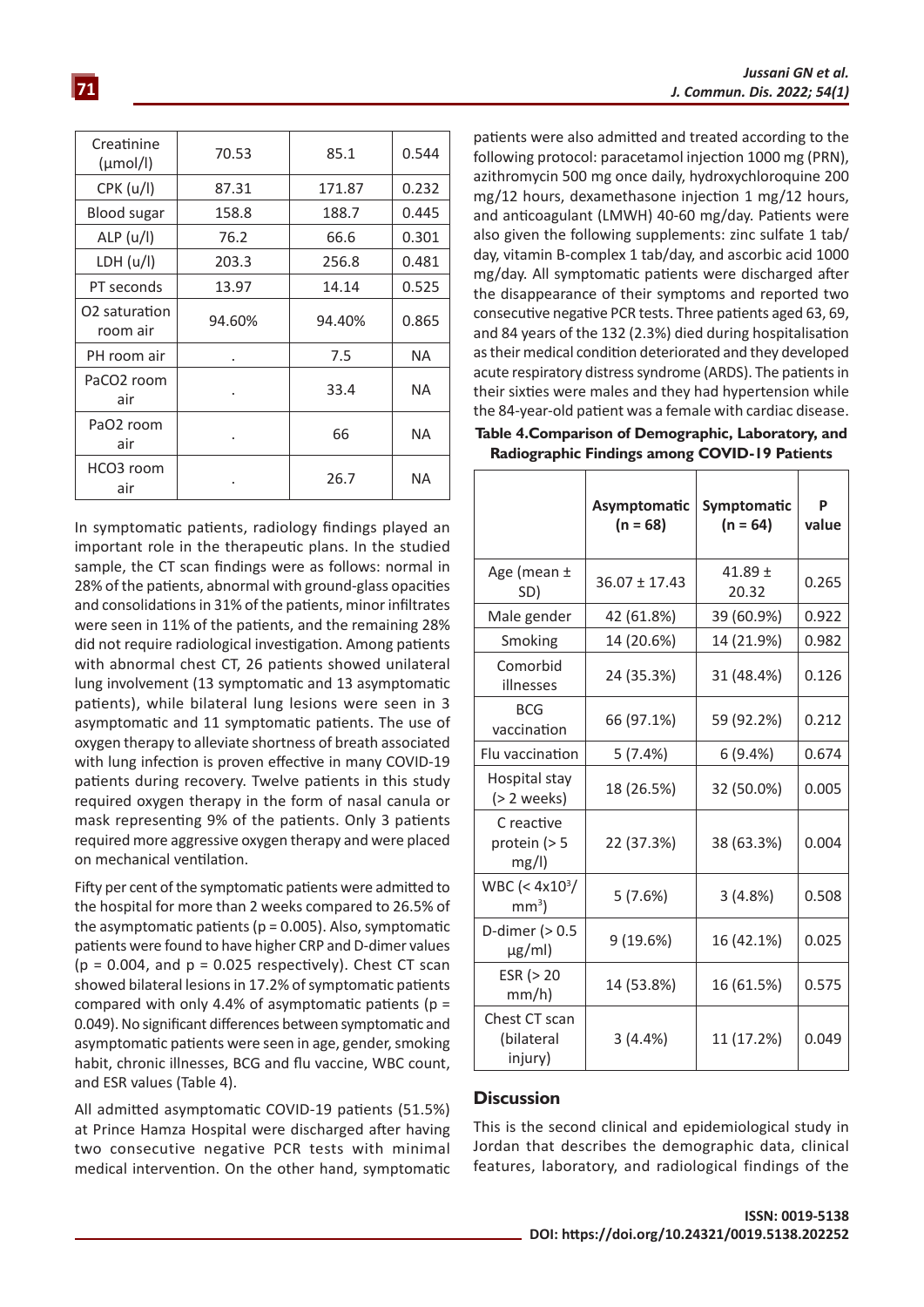| | | | |
|---|---|---|---|
| Creatinine (µmol/l) | 70.53 | 85.1 | 0.544 |
| CPK (u/l) | 87.31 | 171.87 | 0.232 |
| Blood sugar | 158.8 | 188.7 | 0.445 |
| ALP (u/l) | 76.2 | 66.6 | 0.301 |
| LDH (u/l) | 203.3 | 256.8 | 0.481 |
| PT seconds | 13.97 | 14.14 | 0.525 |
| O2 saturation room air | 94.60% | 94.40% | 0.865 |
| PH room air | . | 7.5 | NA |
| PaCO2 room air | . | 33.4 | NA |
| PaO2 room air | . | 66 | NA |
| HCO3 room air | . | 26.7 | NA |

In symptomatic patients, radiology findings played an important role in the therapeutic plans. In the studied sample, the CT scan findings were as follows: normal in 28% of the patients, abnormal with ground-glass opacities and consolidations in 31% of the patients, minor infiltrates were seen in 11% of the patients, and the remaining 28% did not require radiological investigation. Among patients with abnormal chest CT, 26 patients showed unilateral lung involvement (13 symptomatic and 13 asymptomatic patients), while bilateral lung lesions were seen in 3 asymptomatic and 11 symptomatic patients. The use of oxygen therapy to alleviate shortness of breath associated with lung infection is proven effective in many COVID-19 patients during recovery. Twelve patients in this study required oxygen therapy in the form of nasal canula or mask representing 9% of the patients. Only 3 patients required more aggressive oxygen therapy and were placed on mechanical ventilation.

Fifty per cent of the symptomatic patients were admitted to the hospital for more than 2 weeks compared to 26.5% of the asymptomatic patients ($p = 0.005$). Also, symptomatic patients were found to have higher CRP and D-dimer values ($p = 0.004$, and $p = 0.025$ respectively). Chest CT scan showed bilateral lesions in 17.2% of symptomatic patients compared with only 4.4% of asymptomatic patients ($p = 0.049$). No significant differences between symptomatic and asymptomatic patients were seen in age, gender, smoking habit, chronic illnesses, BCG and flu vaccine, WBC count, and ESR values (Table 4).

All admitted asymptomatic COVID-19 patients (51.5%) at Prince Hamza Hospital were discharged after having two consecutive negative PCR tests with minimal medical intervention. On the other hand, symptomatic patients were also admitted and treated according to the following protocol: paracetamol injection 1000 mg (PRN), azithromycin 500 mg once daily, hydroxychloroquine 200 mg/12 hours, dexamethasone injection 1 mg/12 hours, and anticoagulant (LMWH) 40-60 mg/day. Patients were also given the following supplements: zinc sulfate 1 tab/day, vitamin B-complex 1 tab/day, and ascorbic acid 1000 mg/day. All symptomatic patients were discharged after the disappearance of their symptoms and reported two consecutive negative PCR tests. Three patients aged 63, 69, and 84 years of the 132 (2.3%) died during hospitalisation as their medical condition deteriorated and they developed acute respiratory distress syndrome (ARDS). The patients in their sixties were males and they had hypertension while the 84-year-old patient was a female with cardiac disease.

**Table 4.Comparison of Demographic, Laboratory, and Radiographic Findings among COVID-19 Patients**

| | Asymptomatic (n = 68) | Symptomatic (n = 64) | P value |
|---|---|---|---|
| Age (mean ± SD) | 36.07 ± 17.43 | 41.89 ± 20.32 | 0.265 |
| Male gender | 42 (61.8%) | 39 (60.9%) | 0.922 |
| Smoking | 14 (20.6%) | 14 (21.9%) | 0.982 |
| Comorbid illnesses | 24 (35.3%) | 31 (48.4%) | 0.126 |
| BCG vaccination | 66 (97.1%) | 59 (92.2%) | 0.212 |
| Flu vaccination | 5 (7.4%) | 6 (9.4%) | 0.674 |
| Hospital stay (> 2 weeks) | 18 (26.5%) | 32 (50.0%) | 0.005 |
| C reactive protein (> 5 mg/l) | 22 (37.3%) | 38 (63.3%) | 0.004 |
| WBC (< $4x10^3$/ $mm^3$) | 5 (7.6%) | 3 (4.8%) | 0.508 |
| D-dimer (> 0.5 µg/ml) | 9 (19.6%) | 16 (42.1%) | 0.025 |
| ESR (> 20 mm/h) | 14 (53.8%) | 16 (61.5%) | 0.575 |
| Chest CT scan (bilateral injury) | 3 (4.4%) | 11 (17.2%) | 0.049 |

## Discussion

This is the second clinical and epidemiological study in Jordan that describes the demographic data, clinical features, laboratory, and radiological findings of the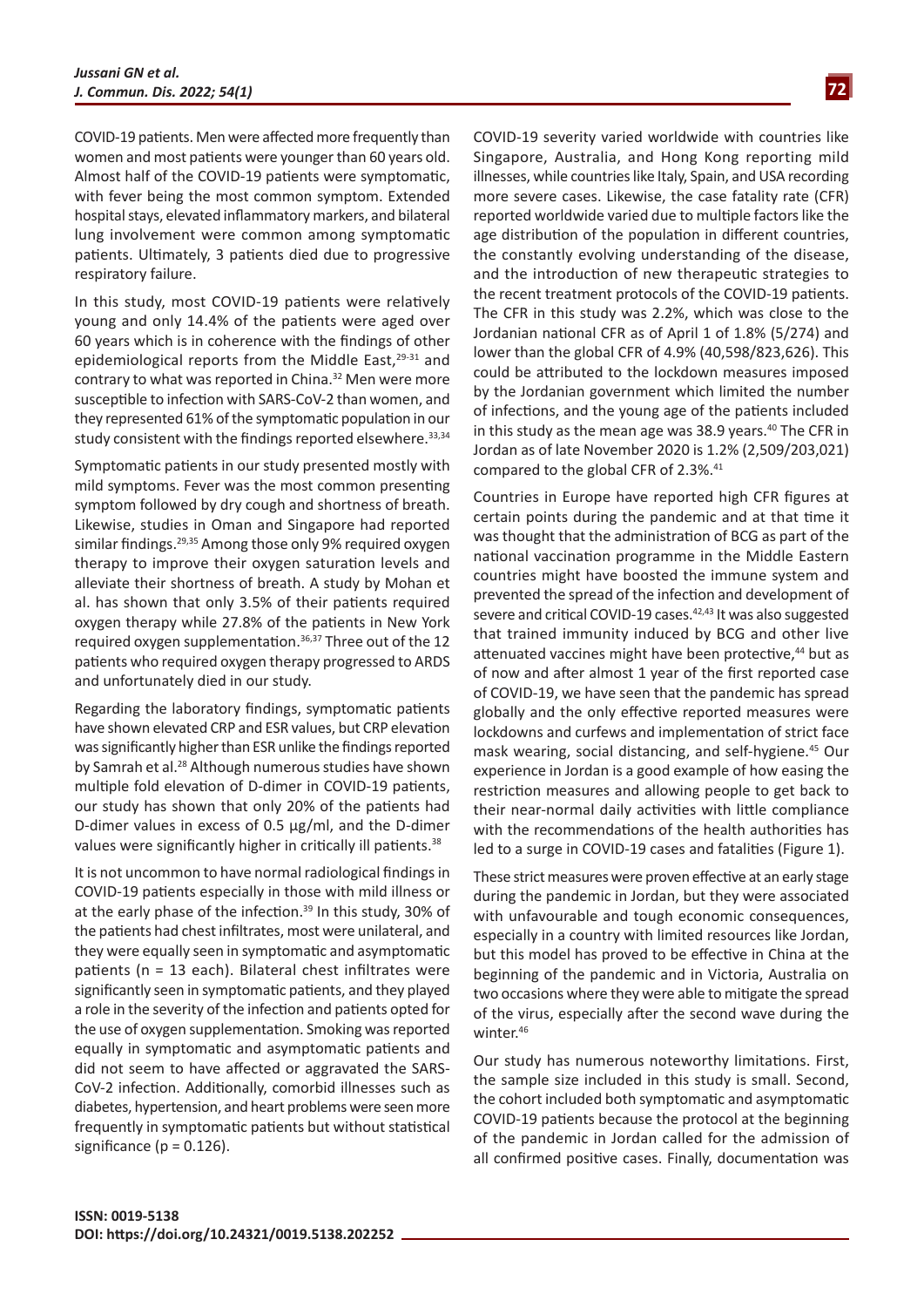COVID-19 patients. Men were affected more frequently than women and most patients were younger than 60 years old. Almost half of the COVID-19 patients were symptomatic, with fever being the most common symptom. Extended hospital stays, elevated inflammatory markers, and bilateral lung involvement were common among symptomatic patients. Ultimately, 3 patients died due to progressive respiratory failure.

In this study, most COVID-19 patients were relatively young and only 14.4% of the patients were aged over 60 years which is in coherence with the findings of other epidemiological reports from the Middle East,[29-31] and contrary to what was reported in China.[32] Men were more susceptible to infection with SARS-CoV-2 than women, and they represented 61% of the symptomatic population in our study consistent with the findings reported elsewhere.[33,34]

Symptomatic patients in our study presented mostly with mild symptoms. Fever was the most common presenting symptom followed by dry cough and shortness of breath. Likewise, studies in Oman and Singapore had reported similar findings.[29,35] Among those only 9% required oxygen therapy to improve their oxygen saturation levels and alleviate their shortness of breath. A study by Mohan et al. has shown that only 3.5% of their patients required oxygen therapy while 27.8% of the patients in New York required oxygen supplementation.[36,37] Three out of the 12 patients who required oxygen therapy progressed to ARDS and unfortunately died in our study.

Regarding the laboratory findings, symptomatic patients have shown elevated CRP and ESR values, but CRP elevation was significantly higher than ESR unlike the findings reported by Samrah et al.[28] Although numerous studies have shown multiple fold elevation of D-dimer in COVID-19 patients, our study has shown that only 20% of the patients had D-dimer values in excess of 0.5 µg/ml, and the D-dimer values were significantly higher in critically ill patients.[38]

It is not uncommon to have normal radiological findings in COVID-19 patients especially in those with mild illness or at the early phase of the infection.[39] In this study, 30% of the patients had chest infiltrates, most were unilateral, and they were equally seen in symptomatic and asymptomatic patients (n = 13 each). Bilateral chest infiltrates were significantly seen in symptomatic patients, and they played a role in the severity of the infection and patients opted for the use of oxygen supplementation. Smoking was reported equally in symptomatic and asymptomatic patients and did not seem to have affected or aggravated the SARS-CoV-2 infection. Additionally, comorbid illnesses such as diabetes, hypertension, and heart problems were seen more frequently in symptomatic patients but without statistical significance ($p = 0.126$).

COVID-19 severity varied worldwide with countries like Singapore, Australia, and Hong Kong reporting mild illnesses, while countries like Italy, Spain, and USA recording more severe cases. Likewise, the case fatality rate (CFR) reported worldwide varied due to multiple factors like the age distribution of the population in different countries, the constantly evolving understanding of the disease, and the introduction of new therapeutic strategies to the recent treatment protocols of the COVID-19 patients. The CFR in this study was 2.2%, which was close to the Jordanian national CFR as of April 1 of 1.8% (5/274) and lower than the global CFR of 4.9% (40,598/823,626). This could be attributed to the lockdown measures imposed by the Jordanian government which limited the number of infections, and the young age of the patients included in this study as the mean age was 38.9 years.[40] The CFR in Jordan as of late November 2020 is 1.2% (2,509/203,021) compared to the global CFR of 2.3%.[41]

Countries in Europe have reported high CFR figures at certain points during the pandemic and at that time it was thought that the administration of BCG as part of the national vaccination programme in the Middle Eastern countries might have boosted the immune system and prevented the spread of the infection and development of severe and critical COVID-19 cases.[42,43] It was also suggested that trained immunity induced by BCG and other live attenuated vaccines might have been protective,[44] but as of now and after almost 1 year of the first reported case of COVID-19, we have seen that the pandemic has spread globally and the only effective reported measures were lockdowns and curfews and implementation of strict face mask wearing, social distancing, and self-hygiene.[45] Our experience in Jordan is a good example of how easing the restriction measures and allowing people to get back to their near-normal daily activities with little compliance with the recommendations of the health authorities has led to a surge in COVID-19 cases and fatalities (Figure 1).

These strict measures were proven effective at an early stage during the pandemic in Jordan, but they were associated with unfavourable and tough economic consequences, especially in a country with limited resources like Jordan, but this model has proved to be effective in China at the beginning of the pandemic and in Victoria, Australia on two occasions where they were able to mitigate the spread of the virus, especially after the second wave during the winter.[46]

Our study has numerous noteworthy limitations. First, the sample size included in this study is small. Second, the cohort included both symptomatic and asymptomatic COVID-19 patients because the protocol at the beginning of the pandemic in Jordan called for the admission of all confirmed positive cases. Finally, documentation was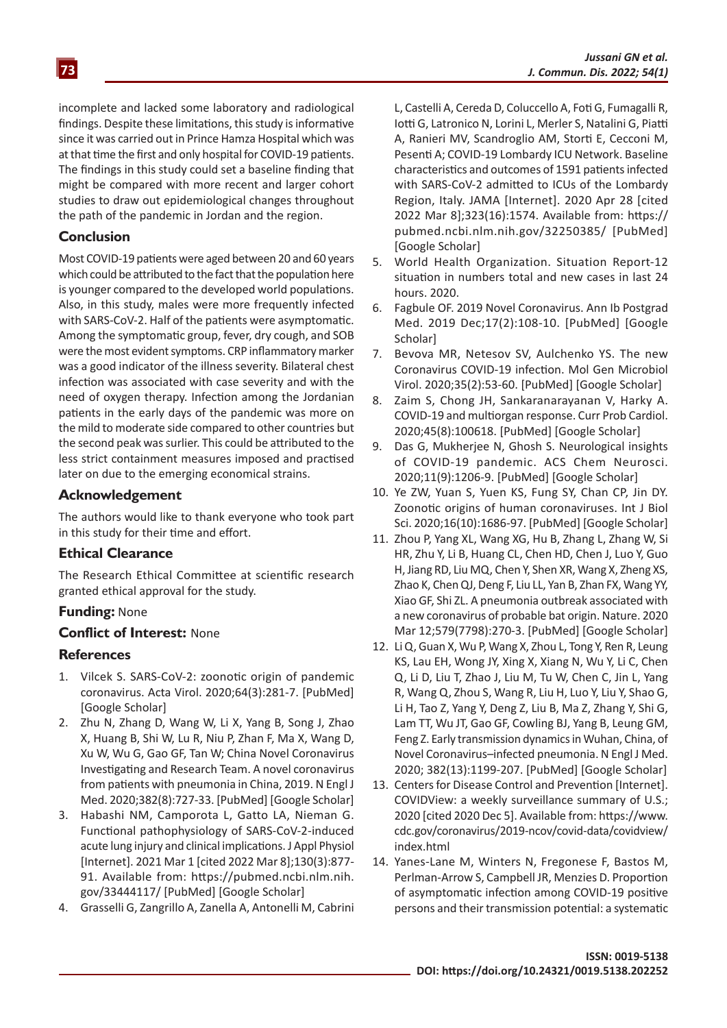incomplete and lacked some laboratory and radiological findings. Despite these limitations, this study is informative since it was carried out in Prince Hamza Hospital which was at that time the first and only hospital for COVID-19 patients. The findings in this study could set a baseline finding that might be compared with more recent and larger cohort studies to draw out epidemiological changes throughout the path of the pandemic in Jordan and the region.

## Conclusion

Most COVID-19 patients were aged between 20 and 60 years which could be attributed to the fact that the population here is younger compared to the developed world populations. Also, in this study, males were more frequently infected with SARS-CoV-2. Half of the patients were asymptomatic. Among the symptomatic group, fever, dry cough, and SOB were the most evident symptoms. CRP inflammatory marker was a good indicator of the illness severity. Bilateral chest infection was associated with case severity and with the need of oxygen therapy. Infection among the Jordanian patients in the early days of the pandemic was more on the mild to moderate side compared to other countries but the second peak was surlier. This could be attributed to the less strict containment measures imposed and practised later on due to the emerging economical strains.

## Acknowledgement

The authors would like to thank everyone who took part in this study for their time and effort.

## Ethical Clearance

The Research Ethical Committee at scientific research granted ethical approval for the study.

**Funding:** None

**Conflict of Interest:** None

## References

1. Vilcek S. SARS-CoV-2: zoonotic origin of pandemic coronavirus. Acta Virol. 2020;64(3):281-7. [PubMed] [Google Scholar]
2. Zhu N, Zhang D, Wang W, Li X, Yang B, Song J, Zhao X, Huang B, Shi W, Lu R, Niu P, Zhan F, Ma X, Wang D, Xu W, Wu G, Gao GF, Tan W; China Novel Coronavirus Investigating and Research Team. A novel coronavirus from patients with pneumonia in China, 2019. N Engl J Med. 2020;382(8):727-33. [PubMed] [Google Scholar]
3. Habashi NM, Camporota L, Gatto LA, Nieman G. Functional pathophysiology of SARS-CoV-2-induced acute lung injury and clinical implications. J Appl Physiol [Internet]. 2021 Mar 1 [cited 2022 Mar 8];130(3):877-91. Available from: https://pubmed.ncbi.nlm.nih.gov/33444117/ [PubMed] [Google Scholar]
4. Grasselli G, Zangrillo A, Zanella A, Antonelli M, Cabrini L, Castelli A, Cereda D, Coluccello A, Foti G, Fumagalli R, Iotti G, Latronico N, Lorini L, Merler S, Natalini G, Piatti A, Ranieri MV, Scandroglio AM, Storti E, Cecconi M, Pesenti A; COVID-19 Lombardy ICU Network. Baseline characteristics and outcomes of 1591 patients infected with SARS-CoV-2 admitted to ICUs of the Lombardy Region, Italy. JAMA [Internet]. 2020 Apr 28 [cited 2022 Mar 8];323(16):1574. Available from: https://pubmed.ncbi.nlm.nih.gov/32250385/ [PubMed] [Google Scholar]
5. World Health Organization. Situation Report-12 situation in numbers total and new cases in last 24 hours. 2020.
6. Fagbule OF. 2019 Novel Coronavirus. Ann Ib Postgrad Med. 2019 Dec;17(2):108-10. [PubMed] [Google Scholar]
7. Bevova MR, Netesov SV, Aulchenko YS. The new Coronavirus COVID-19 infection. Mol Gen Microbiol Virol. 2020;35(2):53-60. [PubMed] [Google Scholar]
8. Zaim S, Chong JH, Sankaranarayanan V, Harky A. COVID-19 and multiorgan response. Curr Prob Cardiol. 2020;45(8):100618. [PubMed] [Google Scholar]
9. Das G, Mukherjee N, Ghosh S. Neurological insights of COVID-19 pandemic. ACS Chem Neurosci. 2020;11(9):1206-9. [PubMed] [Google Scholar]
10. Ye ZW, Yuan S, Yuen KS, Fung SY, Chan CP, Jin DY. Zoonotic origins of human coronaviruses. Int J Biol Sci. 2020;16(10):1686-97. [PubMed] [Google Scholar]
11. Zhou P, Yang XL, Wang XG, Hu B, Zhang L, Zhang W, Si HR, Zhu Y, Li B, Huang CL, Chen HD, Chen J, Luo Y, Guo H, Jiang RD, Liu MQ, Chen Y, Shen XR, Wang X, Zheng XS, Zhao K, Chen QJ, Deng F, Liu LL, Yan B, Zhan FX, Wang YY, Xiao GF, Shi ZL. A pneumonia outbreak associated with a new coronavirus of probable bat origin. Nature. 2020 Mar 12;579(7798):270-3. [PubMed] [Google Scholar]
12. Li Q, Guan X, Wu P, Wang X, Zhou L, Tong Y, Ren R, Leung KS, Lau EH, Wong JY, Xing X, Xiang N, Wu Y, Li C, Chen Q, Li D, Liu T, Zhao J, Liu M, Tu W, Chen C, Jin L, Yang R, Wang Q, Zhou S, Wang R, Liu H, Luo Y, Liu Y, Shao G, Li H, Tao Z, Yang Y, Deng Z, Liu B, Ma Z, Zhang Y, Shi G, Lam TT, Wu JT, Gao GF, Cowling BJ, Yang B, Leung GM, Feng Z. Early transmission dynamics in Wuhan, China, of Novel Coronavirus–infected pneumonia. N Engl J Med. 2020; 382(13):1199-207. [PubMed] [Google Scholar]
13. Centers for Disease Control and Prevention [Internet]. COVIDView: a weekly surveillance summary of U.S.; 2020 [cited 2020 Dec 5]. Available from: https://www.cdc.gov/coronavirus/2019-ncov/covid-data/covidview/index.html
14. Yanes-Lane M, Winters N, Fregonese F, Bastos M, Perlman-Arrow S, Campbell JR, Menzies D. Proportion of asymptomatic infection among COVID-19 positive persons and their transmission potential: a systematic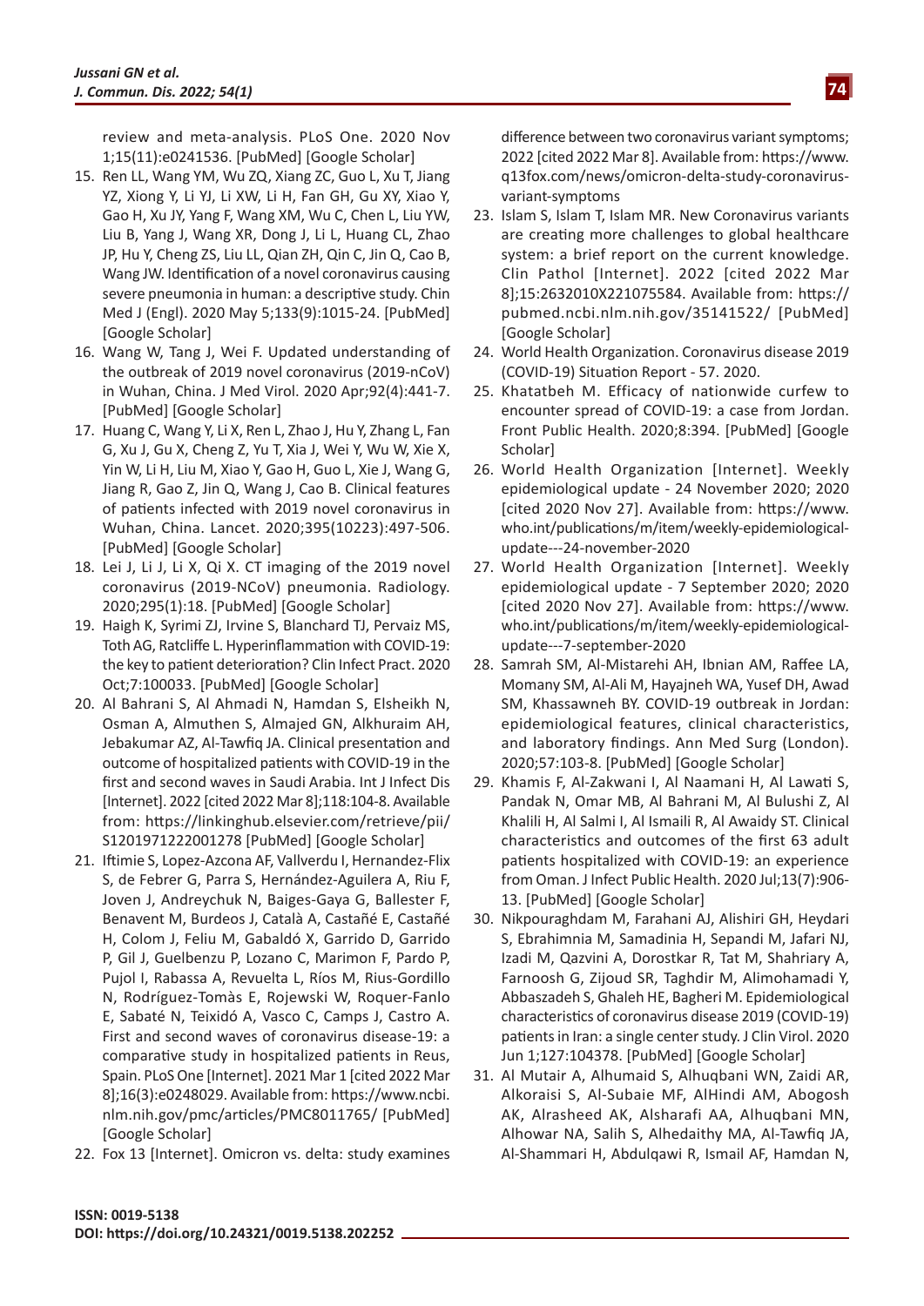review and meta-analysis. PLoS One. 2020 Nov 1;15(11):e0241536. [PubMed] [Google Scholar]

15. Ren LL, Wang YM, Wu ZQ, Xiang ZC, Guo L, Xu T, Jiang YZ, Xiong Y, Li YJ, Li XW, Li H, Fan GH, Gu XY, Xiao Y, Gao H, Xu JY, Yang F, Wang XM, Wu C, Chen L, Liu YW, Liu B, Yang J, Wang XR, Dong J, Li L, Huang CL, Zhao JP, Hu Y, Cheng ZS, Liu LL, Qian ZH, Qin C, Jin Q, Cao B, Wang JW. Identification of a novel coronavirus causing severe pneumonia in human: a descriptive study. Chin Med J (Engl). 2020 May 5;133(9):1015-24. [PubMed] [Google Scholar]
16. Wang W, Tang J, Wei F. Updated understanding of the outbreak of 2019 novel coronavirus (2019-nCoV) in Wuhan, China. J Med Virol. 2020 Apr;92(4):441-7. [PubMed] [Google Scholar]
17. Huang C, Wang Y, Li X, Ren L, Zhao J, Hu Y, Zhang L, Fan G, Xu J, Gu X, Cheng Z, Yu T, Xia J, Wei Y, Wu W, Xie X, Yin W, Li H, Liu M, Xiao Y, Gao H, Guo L, Xie J, Wang G, Jiang R, Gao Z, Jin Q, Wang J, Cao B. Clinical features of patients infected with 2019 novel coronavirus in Wuhan, China. Lancet. 2020;395(10223):497-506. [PubMed] [Google Scholar]
18. Lei J, Li J, Li X, Qi X. CT imaging of the 2019 novel coronavirus (2019-NCoV) pneumonia. Radiology. 2020;295(1):18. [PubMed] [Google Scholar]
19. Haigh K, Syrimi ZJ, Irvine S, Blanchard TJ, Pervaiz MS, Toth AG, Ratcliffe L. Hyperinflammation with COVID-19: the key to patient deterioration? Clin Infect Pract. 2020 Oct;7:100033. [PubMed] [Google Scholar]
20. Al Bahrani S, Al Ahmadi N, Hamdan S, Elsheikh N, Osman A, Almuthen S, Almajed GN, Alkhuraim AH, Jebakumar AZ, Al-Tawfiq JA. Clinical presentation and outcome of hospitalized patients with COVID-19 in the first and second waves in Saudi Arabia. Int J Infect Dis [Internet]. 2022 [cited 2022 Mar 8];118:104-8. Available from: https://linkinghub.elsevier.com/retrieve/pii/S1201971222001278 [PubMed] [Google Scholar]
21. Iftimie S, Lopez-Azcona AF, Vallverdu I, Hernandez-Flix S, de Febrer G, Parra S, Hernández-Aguilera A, Riu F, Joven J, Andreychuk N, Baiges-Gaya G, Ballester F, Benavent M, Burdeos J, Català A, Castañé E, Castañé H, Colom J, Feliu M, Gabaldó X, Garrido D, Garrido P, Gil J, Guelbenzu P, Lozano C, Marimon F, Pardo P, Pujol I, Rabassa A, Revuelta L, Ríos M, Rius-Gordillo N, Rodríguez-Tomàs E, Rojewski W, Roquer-Fanlo E, Sabaté N, Teixidó A, Vasco C, Camps J, Castro A. First and second waves of coronavirus disease-19: a comparative study in hospitalized patients in Reus, Spain. PLoS One [Internet]. 2021 Mar 1 [cited 2022 Mar 8];16(3):e0248029. Available from: https://www.ncbi.nlm.nih.gov/pmc/articles/PMC8011765/ [PubMed] [Google Scholar]
22. Fox 13 [Internet]. Omicron vs. delta: study examines difference between two coronavirus variant symptoms; 2022 [cited 2022 Mar 8]. Available from: https://www.q13fox.com/news/omicron-delta-study-coronavirus-variant-symptoms
23. Islam S, Islam T, Islam MR. New Coronavirus variants are creating more challenges to global healthcare system: a brief report on the current knowledge. Clin Pathol [Internet]. 2022 [cited 2022 Mar 8];15:2632010X221075584. Available from: https://pubmed.ncbi.nlm.nih.gov/35141522/ [PubMed] [Google Scholar]
24. World Health Organization. Coronavirus disease 2019 (COVID-19) Situation Report - 57. 2020.
25. Khatatbeh M. Efficacy of nationwide curfew to encounter spread of COVID-19: a case from Jordan. Front Public Health. 2020;8:394. [PubMed] [Google Scholar]
26. World Health Organization [Internet]. Weekly epidemiological update - 24 November 2020; 2020 [cited 2020 Nov 27]. Available from: https://www.who.int/publications/m/item/weekly-epidemiological-update---24-november-2020
27. World Health Organization [Internet]. Weekly epidemiological update - 7 September 2020; 2020 [cited 2020 Nov 27]. Available from: https://www.who.int/publications/m/item/weekly-epidemiological-update---7-september-2020
28. Samrah SM, Al-Mistarehi AH, Ibnian AM, Raffee LA, Momany SM, Al-Ali M, Hayajneh WA, Yusef DH, Awad SM, Khassawneh BY. COVID-19 outbreak in Jordan: epidemiological features, clinical characteristics, and laboratory findings. Ann Med Surg (London). 2020;57:103-8. [PubMed] [Google Scholar]
29. Khamis F, Al-Zakwani I, Al Naamani H, Al Lawati S, Pandak N, Omar MB, Al Bahrani M, Al Bulushi Z, Al Khalili H, Al Salmi I, Al Ismaili R, Al Awaidy ST. Clinical characteristics and outcomes of the first 63 adult patients hospitalized with COVID-19: an experience from Oman. J Infect Public Health. 2020 Jul;13(7):906-13. [PubMed] [Google Scholar]
30. Nikpouraghdam M, Farahani AJ, Alishiri GH, Heydari S, Ebrahimnia M, Samadinia H, Sepandi M, Jafari NJ, Izadi M, Qazvini A, Dorostkar R, Tat M, Shahriary A, Farnoosh G, Zijoud SR, Taghdir M, Alimohamadi Y, Abbaszadeh S, Ghaleh HE, Bagheri M. Epidemiological characteristics of coronavirus disease 2019 (COVID-19) patients in Iran: a single center study. J Clin Virol. 2020 Jun 1;127:104378. [PubMed] [Google Scholar]
31. Al Mutair A, Alhumaid S, Alhuqbani WN, Zaidi AR, Alkoraisi S, Al-Subaie MF, AlHindi AM, Abogosh AK, Alrasheed AK, Alsharafi AA, Alhuqbani MN, Alhowar NA, Salih S, Alhedaithy MA, Al-Tawfiq JA, Al-Shammari H, Abdulqawi R, Ismail AF, Hamdan N,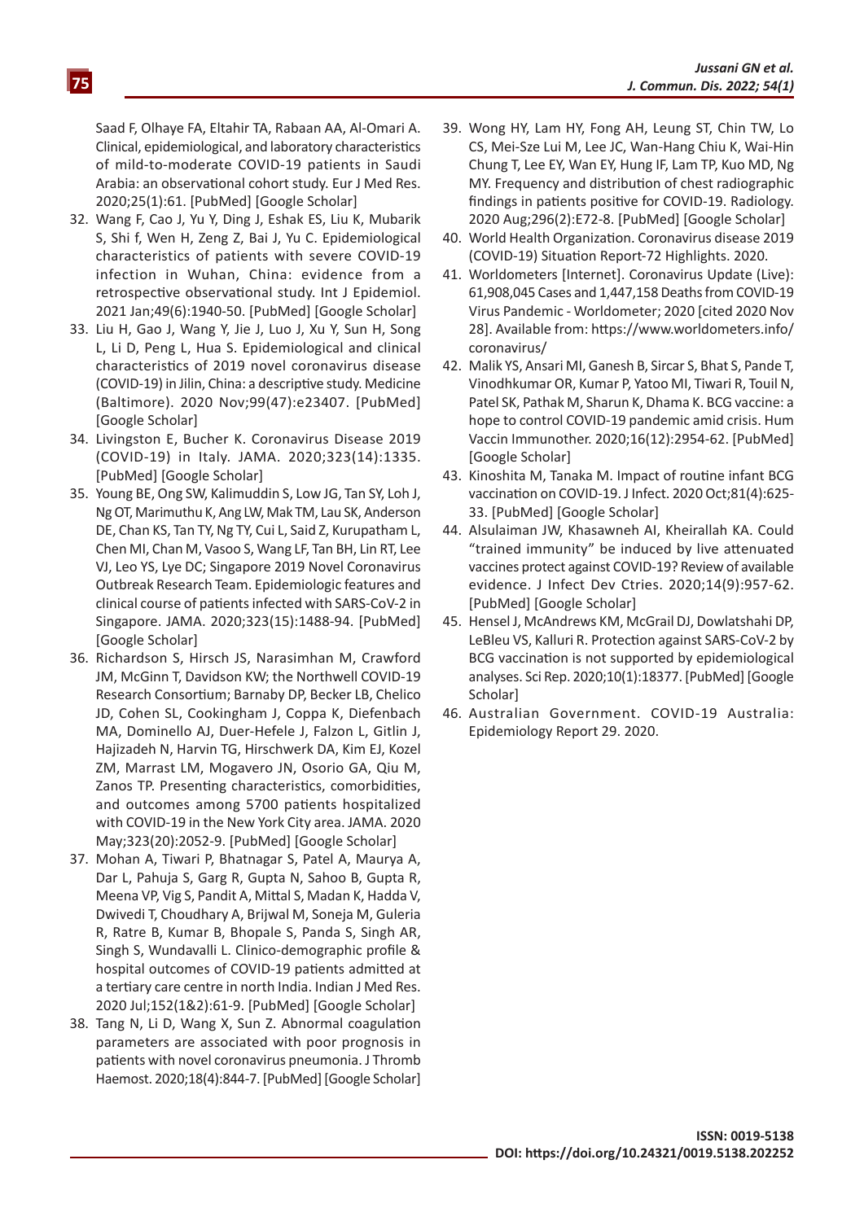Saad F, Olhaye FA, Eltahir TA, Rabaan AA, Al-Omari A. Clinical, epidemiological, and laboratory characteristics of mild-to-moderate COVID-19 patients in Saudi Arabia: an observational cohort study. Eur J Med Res. 2020;25(1):61. [PubMed] [Google Scholar]

32. Wang F, Cao J, Yu Y, Ding J, Eshak ES, Liu K, Mubarik S, Shi f, Wen H, Zeng Z, Bai J, Yu C. Epidemiological characteristics of patients with severe COVID-19 infection in Wuhan, China: evidence from a retrospective observational study. Int J Epidemiol. 2021 Jan;49(6):1940-50. [PubMed] [Google Scholar]
33. Liu H, Gao J, Wang Y, Jie J, Luo J, Xu Y, Sun H, Song L, Li D, Peng L, Hua S. Epidemiological and clinical characteristics of 2019 novel coronavirus disease (COVID-19) in Jilin, China: a descriptive study. Medicine (Baltimore). 2020 Nov;99(47):e23407. [PubMed] [Google Scholar]
34. Livingston E, Bucher K. Coronavirus Disease 2019 (COVID-19) in Italy. JAMA. 2020;323(14):1335. [PubMed] [Google Scholar]
35. Young BE, Ong SW, Kalimuddin S, Low JG, Tan SY, Loh J, Ng OT, Marimuthu K, Ang LW, Mak TM, Lau SK, Anderson DE, Chan KS, Tan TY, Ng TY, Cui L, Said Z, Kurupatham L, Chen MI, Chan M, Vasoo S, Wang LF, Tan BH, Lin RT, Lee VJ, Leo YS, Lye DC; Singapore 2019 Novel Coronavirus Outbreak Research Team. Epidemiologic features and clinical course of patients infected with SARS-CoV-2 in Singapore. JAMA. 2020;323(15):1488-94. [PubMed] [Google Scholar]
36. Richardson S, Hirsch JS, Narasimhan M, Crawford JM, McGinn T, Davidson KW; the Northwell COVID-19 Research Consortium; Barnaby DP, Becker LB, Chelico JD, Cohen SL, Cookingham J, Coppa K, Diefenbach MA, Dominello AJ, Duer-Hefele J, Falzon L, Gitlin J, Hajizadeh N, Harvin TG, Hirschwerk DA, Kim EJ, Kozel ZM, Marrast LM, Mogavero JN, Osorio GA, Qiu M, Zanos TP. Presenting characteristics, comorbidities, and outcomes among 5700 patients hospitalized with COVID-19 in the New York City area. JAMA. 2020 May;323(20):2052-9. [PubMed] [Google Scholar]
37. Mohan A, Tiwari P, Bhatnagar S, Patel A, Maurya A, Dar L, Pahuja S, Garg R, Gupta N, Sahoo B, Gupta R, Meena VP, Vig S, Pandit A, Mittal S, Madan K, Hadda V, Dwivedi T, Choudhary A, Brijwal M, Soneja M, Guleria R, Ratre B, Kumar B, Bhopale S, Panda S, Singh AR, Singh S, Wundavalli L. Clinico-demographic profile & hospital outcomes of COVID-19 patients admitted at a tertiary care centre in north India. Indian J Med Res. 2020 Jul;152(1&2):61-9. [PubMed] [Google Scholar]
38. Tang N, Li D, Wang X, Sun Z. Abnormal coagulation parameters are associated with poor prognosis in patients with novel coronavirus pneumonia. J Thromb Haemost. 2020;18(4):844-7. [PubMed] [Google Scholar]
39. Wong HY, Lam HY, Fong AH, Leung ST, Chin TW, Lo CS, Mei-Sze Lui M, Lee JC, Wan-Hang Chiu K, Wai-Hin Chung T, Lee EY, Wan EY, Hung IF, Lam TP, Kuo MD, Ng MY. Frequency and distribution of chest radiographic findings in patients positive for COVID-19. Radiology. 2020 Aug;296(2):E72-8. [PubMed] [Google Scholar]
40. World Health Organization. Coronavirus disease 2019 (COVID-19) Situation Report-72 Highlights. 2020.
41. Worldometers [Internet]. Coronavirus Update (Live): 61,908,045 Cases and 1,447,158 Deaths from COVID-19 Virus Pandemic - Worldometer; 2020 [cited 2020 Nov 28]. Available from: https://www.worldometers.info/coronavirus/
42. Malik YS, Ansari MI, Ganesh B, Sircar S, Bhat S, Pande T, Vinodhkumar OR, Kumar P, Yatoo MI, Tiwari R, Touil N, Patel SK, Pathak M, Sharun K, Dhama K. BCG vaccine: a hope to control COVID-19 pandemic amid crisis. Hum Vaccin Immunother. 2020;16(12):2954-62. [PubMed] [Google Scholar]
43. Kinoshita M, Tanaka M. Impact of routine infant BCG vaccination on COVID-19. J Infect. 2020 Oct;81(4):625-33. [PubMed] [Google Scholar]
44. Alsulaiman JW, Khasawneh AI, Kheirallah KA. Could "trained immunity" be induced by live attenuated vaccines protect against COVID-19? Review of available evidence. J Infect Dev Ctries. 2020;14(9):957-62. [PubMed] [Google Scholar]
45. Hensel J, McAndrews KM, McGrail DJ, Dowlatshahi DP, LeBleu VS, Kalluri R. Protection against SARS-CoV-2 by BCG vaccination is not supported by epidemiological analyses. Sci Rep. 2020;10(1):18377. [PubMed] [Google Scholar]
46. Australian Government. COVID-19 Australia: Epidemiology Report 29. 2020.